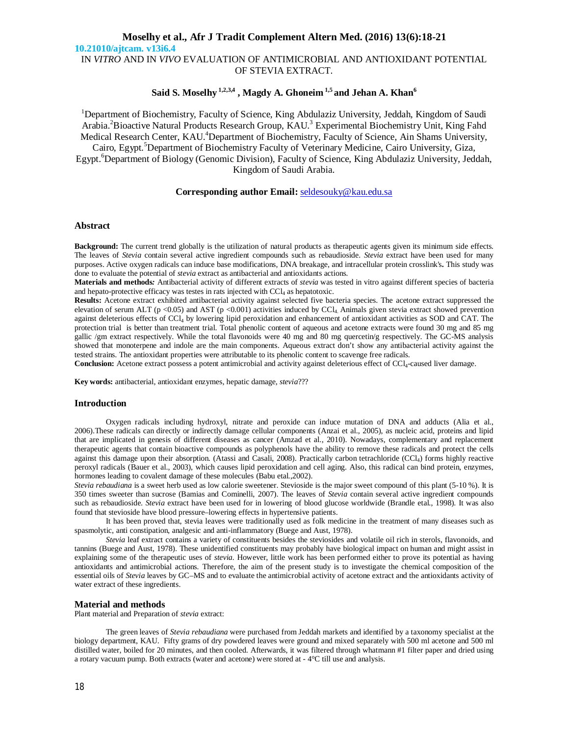10.21010/ajtcam. v13i6.4

# IN *VITRO* AND IN *VIVO* EVALUATION OF ANTIMICROBIAL AND ANTIOXIDANT POTENTIAL OF STEVIA EXTRACT.

**Said S. Moselhy [1,2,3,4] , Magdy A. Ghoneim [1,5] and Jehan A. Khan[6]**

[1]Department of Biochemistry, Faculty of Science, King Abdulaziz University, Jeddah, Kingdom of Saudi Arabia.[2]Bioactive Natural Products Research Group, KAU.[3] Experimental Biochemistry Unit, King Fahd Medical Research Center, KAU.[4]Department of Biochemistry, Faculty of Science, Ain Shams University, Cairo, Egypt.[5]Department of Biochemistry Faculty of Veterinary Medicine, Cairo University, Giza, Egypt.[6]Department of Biology (Genomic Division), Faculty of Science, King Abdulaziz University, Jeddah, Kingdom of Saudi Arabia.

**Corresponding author Email:** seldesouky@kau.edu.sa

## Abstract

**Background:** The current trend globally is the utilization of natural products as therapeutic agents given its minimum side effects. The leaves of *Stevia* contain several active ingredient compounds such as rebaudioside. *Stevia* extract have been used for many purposes. Active oxygen radicals can induce base modifications, DNA breakage, and intracellular protein crosslink's**.** This study was done to evaluate the potential of *stevia* extract as antibacterial and antioxidants actions.

**Materials and methods***:* Antibacterial activity of different extracts of *stevia* was tested in vitro against different species of bacteria and hepato-protective efficacy was testes in rats injected with $CCl_4$ as hepatotoxic.

**Results:** Acetone extract exhibited antibacterial activity against selected five bacteria species. The acetone extract suppressed the elevation of serum ALT ($p < 0.05$) and AST ($p < 0.001$) activities induced by $CCl_4$. Animals given stevia extract showed prevention against deleterious effects of $CCl_4$ by lowering lipid peroxidation and enhancement of antioxidant activities as SOD and CAT. The protection trial is better than treatment trial. Total phenolic content of aqueous and acetone extracts were found 30 mg and 85 mg gallic /gm extract respectively. While the total flavonoids were 40 mg and 80 mg quercetin/g respectively. The GC-MS analysis showed that monoterpene and indole are the main components. Aqueous extract don't show any antibacterial activity against the tested strains. The antioxidant properties were attributable to its phenolic content to scavenge free radicals.

**Conclusion:** Acetone extract possess a potent antimicrobial and activity against deleterious effect of $CCl_4$-caused liver damage.

**Key words:** antibacterial, antioxidant enzymes, hepatic damage, *stevia*???

## Introduction

Oxygen radicals including hydroxyl, nitrate and peroxide can induce mutation of DNA and adducts (Alia et al., 2006).These radicals can directly or indirectly damage cellular components (Anzai et al., 2005), as nucleic acid, proteins and lipid that are implicated in genesis of different diseases as cancer (Amzad et al., 2010). Nowadays, complementary and replacement therapeutic agents that contain bioactive compounds as polyphenols have the ability to remove these radicals and protect the cells against this damage upon their absorption. (Atassi and Casali, 2008). Practically carbon tetrachloride ($CCl_4$) forms highly reactive peroxyl radicals (Bauer et al., 2003), which causes lipid peroxidation and cell aging. Also, this radical can bind protein, enzymes, hormones leading to covalent damage of these molecules (Babu etal.,2002).

*Stevia rebaudiana* is a sweet herb used as low calorie sweetener. Stevioside is the major sweet compound of this plant (5-10 %). It is 350 times sweeter than sucrose (Bamias and Cominelli, 2007). The leaves of *Stevia* contain several active ingredient compounds such as rebaudioside. *Stevia* extract have been used for in lowering of blood glucose worldwide (Brandle etal., 1998). It was also found that stevioside have blood pressure–lowering effects in hypertensive patients.

It has been proved that, stevia leaves were traditionally used as folk medicine in the treatment of many diseases such as spasmolytic, anti constipation, analgesic and anti-inflammatory (Buege and Aust, 1978).

*Stevia* leaf extract contains a variety of constituents besides the steviosides and volatile oil rich in sterols, flavonoids, and tannins (Buege and Aust, 1978). These unidentified constituents may probably have biological impact on human and might assist in explaining some of the therapeutic uses of *stevia.* However, little work has been performed either to prove its potential as having antioxidants and antimicrobial actions. Therefore, the aim of the present study is to investigate the chemical composition of the essential oils of *Stevia* leaves by GC–MS and to evaluate the antimicrobial activity of acetone extract and the antioxidants activity of water extract of these ingredients.

## Material and methods

Plant material and Preparation of *stevia* extract:

The green leaves of *Stevia rebaudiana* were purchased from Jeddah markets and identified by a taxonomy specialist at the biology department, KAU. Fifty grams of dry powdered leaves were ground and mixed separately with 500 ml acetone and 500 ml distilled water, boiled for 20 minutes, and then cooled. Afterwards, it was filtered through whatmann #1 filter paper and dried using a rotary vacuum pump. Both extracts (water and acetone) were stored at - 4°C till use and analysis.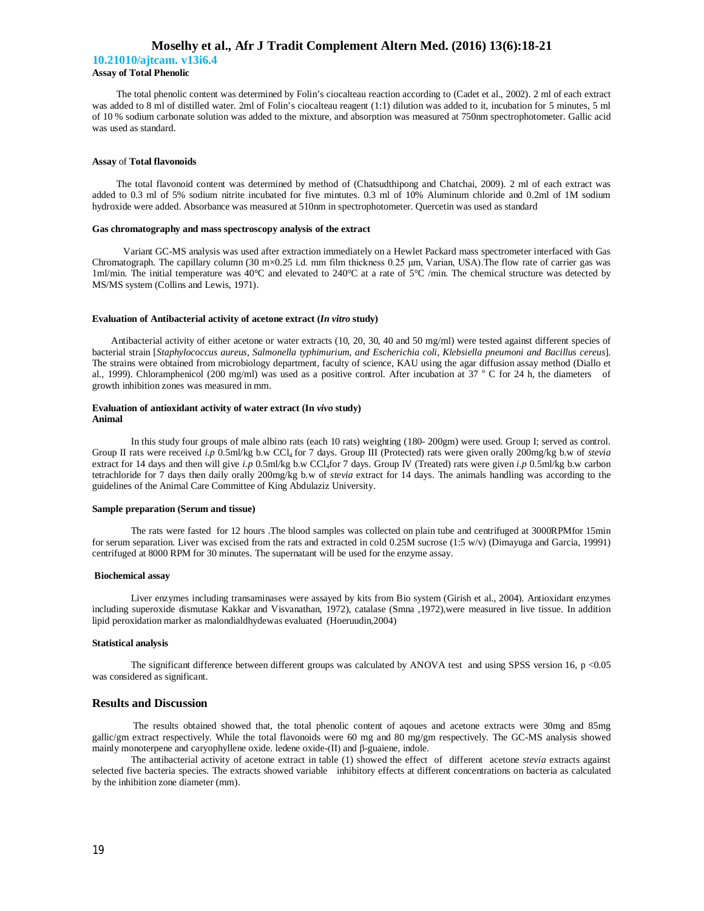**Assay of Total Phenolic**

The total phenolic content was determined by Folin's ciocalteau reaction according to (Cadet et al., 2002). 2 ml of each extract was added to 8 ml of distilled water. 2ml of Folin's ciocalteau reagent (1:1) dilution was added to it, incubation for 5 minutes, 5 ml of 10 % sodium carbonate solution was added to the mixture, and absorption was measured at 750nm spectrophotometer. Gallic acid was used as standard.

**Assay** of **Total flavonoids**

The total flavonoid content was determined by method of (Chatsudthipong and Chatchai, 2009). 2 ml of each extract was added to 0.3 ml of 5% sodium nitrite incubated for five mintutes. 0.3 ml of 10% Aluminum chloride and 0.2ml of 1M sodium hydroxide were added. Absorbance was measured at 510nm in spectrophotometer. Quercetin was used as standard

**Gas chromatography and mass spectroscopy analysis of the extract**

Variant GC-MS analysis was used after extraction immediately on a Hewlet Packard mass spectrometer interfaced with Gas Chromatograph. The capillary column (30 m×0.25 i.d. mm film thickness 0.25 μm, Varian, USA).The flow rate of carrier gas was 1ml/min. The initial temperature was 40°C and elevated to 240°C at a rate of 5°C /min. The chemical structure was detected by MS/MS system (Collins and Lewis, 1971).

**Evaluation of Antibacterial activity of acetone extract (*In vitro* study)**

Antibacterial activity of either acetone or water extracts (10, 20, 30, 40 and 50 mg/ml) were tested against different species of bacterial strain [*Staphylococcus aureus, Salmonella typhimurium, and Escherichia coli, Klebsiella pneumoni and Bacillus cereus*]. The strains were obtained from microbiology department, faculty of science, KAU using the agar diffusion assay method (Diallo et al., 1999). Chloramphenicol (200 mg/ml) was used as a positive control. After incubation at 37 $^{o}$ C for 24 h, the diameters of growth inhibition zones was measured in mm.

**Evaluation of antioxidant activity of water extract (In *vivo* study)**
**Animal**

In this study four groups of male albino rats (each 10 rats) weighting (180- 200gm) were used. Group I; served as control. Group II rats were received *i.p* 0.5ml/kg b.w $CCl_4$ for 7 days. Group III (Protected) rats were given orally 200mg/kg b.w of *stevia* extract for 14 days and then will give *i.p* 0.5ml/kg b.w $CCl_4$for 7 days. Group IV (Treated) rats were given *i.p* 0.5ml/kg b.w carbon tetrachloride for 7 days then daily orally 200mg/kg b.w of *stevia* extract for 14 days. The animals handling was according to the guidelines of the Animal Care Committee of King Abdulaziz University.

**Sample preparation (Serum and tissue)**

The rats were fasted for 12 hours .The blood samples was collected on plain tube and centrifuged at 3000RPMfor 15min for serum separation. Liver was excised from the rats and extracted in cold 0.25M sucrose (1:5 w/v) (Dimayuga and Garcia, 19991) centrifuged at 8000 RPM for 30 minutes. The supernatant will be used for the enzyme assay.

**Biochemical assay**

Liver enzymes including transaminases were assayed by kits from Bio system (Girish et al., 2004). Antioxidant enzymes including superoxide dismutase Kakkar and Visvanathan, 1972), catalase (Smna ,1972),were measured in live tissue. In addition lipid peroxidation marker as malondialdhydewas evaluated (Hoeruudin,2004)

**Statistical analysis**

The significant difference between different groups was calculated by ANOVA test and using SPSS version 16, $p < 0.05$ was considered as significant.

## Results and Discussion

The results obtained showed that, the total phenolic content of aqoues and acetone extracts were 30mg and 85mg gallic/gm extract respectively. While the total flavonoids were 60 mg and 80 mg/gm respectively. The GC-MS analysis showed mainly monoterpene and caryophyllene oxide. ledene oxide-(II) and β-guaiene, indole.

The antibacterial activity of acetone extract in table (1) showed the effect of different acetone *stevia* extracts against selected five bacteria species. The extracts showed variable inhibitory effects at different concentrations on bacteria as calculated by the inhibition zone diameter (mm).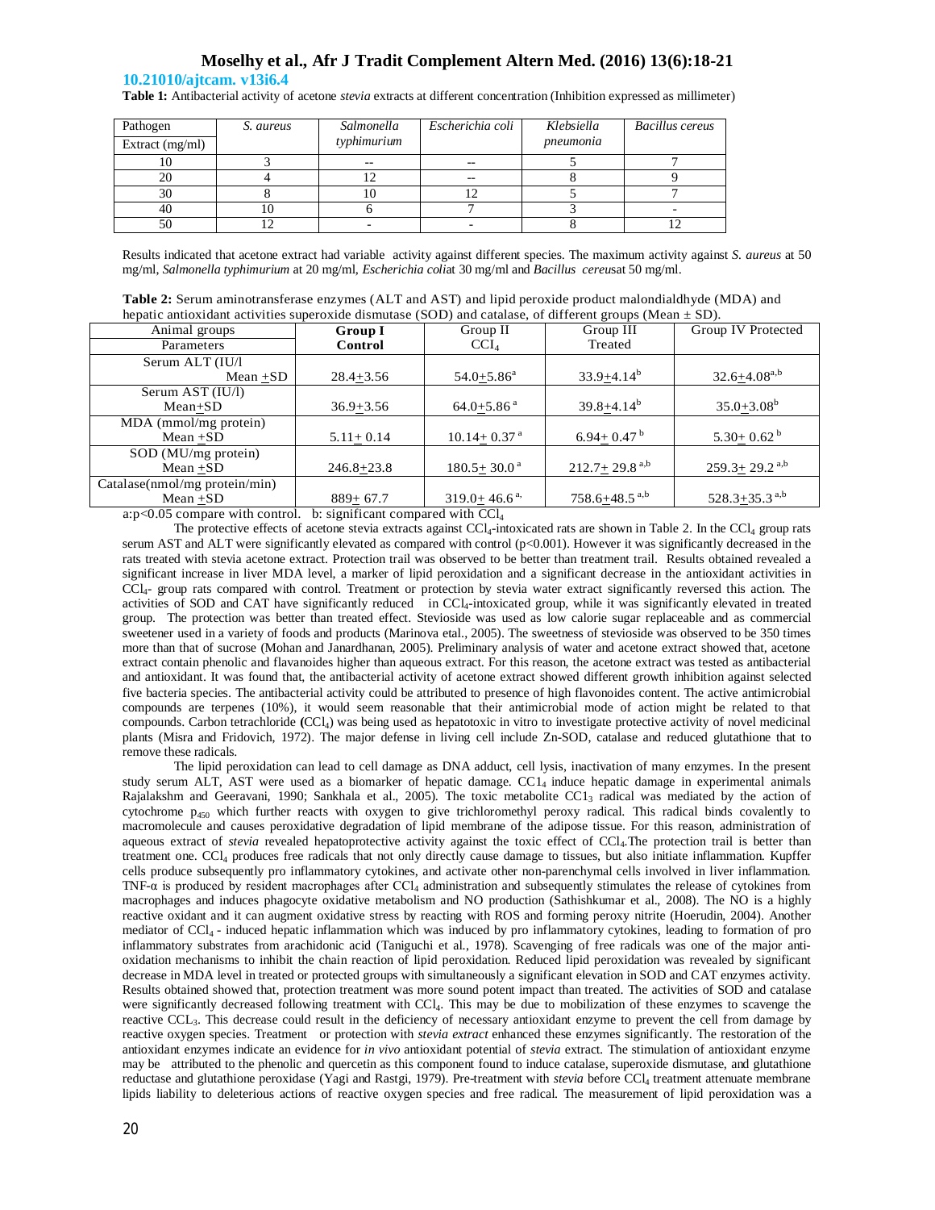**Table 1:** Antibacterial activity of acetone *stevia* extracts at different concentration (Inhibition expressed as millimeter)

| Pathogen / Extract (mg/ml) | *S. aureus* | *Salmonella typhimurium* | *Escherichia coli* | *Klebsiella pneumonia* | *Bacillus cereus* |
|---|---|---|---|---|---|
| 10 | 3 | -- | -- | 5 | 7 |
| 20 | 4 | 12 | -- | 8 | 9 |
| 30 | 8 | 10 | 12 | 5 | 7 |
| 40 | 10 | 6 | 7 | 3 | - |
| 50 | 12 | - | - | 8 | 12 |

Results indicated that acetone extract had variable activity against different species. The maximum activity against *S. aureus* at 50 mg/ml, *Salmonella typhimurium* at 20 mg/ml, *Escherichia coli*at 30 mg/ml and *Bacillus cereus*at 50 mg/ml.

**Table 2:** Serum aminotransferase enzymes (ALT and AST) and lipid peroxide product malondialdhyde (MDA) and hepatic antioxidant activities superoxide dismutase (SOD) and catalase, of different groups (Mean ± SD).

| Animal groups / Parameters | **Group I Control** | Group II $CCl_4$ | Group III Treated | Group IV Protected |
|---|---|---|---|---|
| Serum ALT (IU/l Mean ±SD | 28.4±3.56 | 54.0±5.86[a] | 33.9±4.14[b] | 32.6±4.08[a,b] |
| Serum AST (IU/l) Mean±SD | 36.9±3.56 | 64.0±5.86[a] | 39.8±4.14[b] | 35.0±3.08[b] |
| MDA (mmol/mg protein) Mean ±SD | 5.11± 0.14 | 10.14± 0.37[a] | 6.94± 0.47[b] | 5.30± 0.62[b] |
| SOD (MU/mg protein) Mean ±SD | 246.8±23.8 | 180.5± 30.0[a] | 212.7± 29.8[a,b] | 259.3± 29.2[a,b] |
| Catalase(nmol/mg protein/min) Mean ±SD | 889± 67.7 | 319.0± 46.6[a,] | 758.6±48.5[a,b] | 528.3±35.3[a,b] |

a:p<0.05 compare with control. b: significant compared with $CCl_4$

The protective effects of acetone stevia extracts against $CCl_4$-intoxicated rats are shown in Table 2. In the $CCl_4$ group rats serum AST and ALT were significantly elevated as compared with control (p<0.001). However it was significantly decreased in the rats treated with stevia acetone extract. Protection trail was observed to be better than treatment trail. Results obtained revealed a significant increase in liver MDA level, a marker of lipid peroxidation and a significant decrease in the antioxidant activities in $CCl_4$- group rats compared with control. Treatment or protection by stevia water extract significantly reversed this action. The activities of SOD and CAT have significantly reduced in $CCl_4$-intoxicated group, while it was significantly elevated in treated group. The protection was better than treated effect. Stevioside was used as low calorie sugar replaceable and as commercial sweetener used in a variety of foods and products (Marinova etal., 2005). The sweetness of stevioside was observed to be 350 times more than that of sucrose (Mohan and Janardhanan, 2005). Preliminary analysis of water and acetone extract showed that, acetone extract contain phenolic and flavanoides higher than aqueous extract. For this reason, the acetone extract was tested as antibacterial and antioxidant. It was found that, the antibacterial activity of acetone extract showed different growth inhibition against selected five bacteria species. The antibacterial activity could be attributed to presence of high flavonoides content. The active antimicrobial compounds are terpenes (10%), it would seem reasonable that their antimicrobial mode of action might be related to that compounds. Carbon tetrachloride **(**$CCl_4$) was being used as hepatotoxic in vitro to investigate protective activity of novel medicinal plants (Misra and Fridovich, 1972). The major defense in living cell include Zn-SOD, catalase and reduced glutathione that to remove these radicals.

The lipid peroxidation can lead to cell damage as DNA adduct, cell lysis, inactivation of many enzymes. In the present study serum ALT, AST were used as a biomarker of hepatic damage. $CC1_4$ induce hepatic damage in experimental animals Rajalakshm and Geeravani, 1990; Sankhala et al., 2005). The toxic metabolite $CC1_3$ radical was mediated by the action of cytochrome $p_{450}$ which further reacts with oxygen to give trichloromethyl peroxy radical. This radical binds covalently to macromolecule and causes peroxidative degradation of lipid membrane of the adipose tissue. For this reason, administration of aqueous extract of *stevia* revealed hepatoprotective activity against the toxic effect of $CCl_4$.The protection trail is better than treatment one. $CCl_4$ produces free radicals that not only directly cause damage to tissues, but also initiate inflammation. Kupffer cells produce subsequently pro inflammatory cytokines, and activate other non-parenchymal cells involved in liver inflammation. TNF-α is produced by resident macrophages after $CCl_4$ administration and subsequently stimulates the release of cytokines from macrophages and induces phagocyte oxidative metabolism and NO production (Sathishkumar et al., 2008). The NO is a highly reactive oxidant and it can augment oxidative stress by reacting with ROS and forming peroxy nitrite (Hoerudin, 2004). Another mediator of $CCl_4$ - induced hepatic inflammation which was induced by pro inflammatory cytokines, leading to formation of pro inflammatory substrates from arachidonic acid (Taniguchi et al., 1978). Scavenging of free radicals was one of the major anti-oxidation mechanisms to inhibit the chain reaction of lipid peroxidation. Reduced lipid peroxidation was revealed by significant decrease in MDA level in treated or protected groups with simultaneously a significant elevation in SOD and CAT enzymes activity. Results obtained showed that, protection treatment was more sound potent impact than treated. The activities of SOD and catalase were significantly decreased following treatment with $CCl_4$. This may be due to mobilization of these enzymes to scavenge the reactive $CCL_3$. This decrease could result in the deficiency of necessary antioxidant enzyme to prevent the cell from damage by reactive oxygen species. Treatment or protection with *stevia extract* enhanced these enzymes significantly. The restoration of the antioxidant enzymes indicate an evidence for *in vivo* antioxidant potential of *stevia* extract. The stimulation of antioxidant enzyme may be attributed to the phenolic and quercetin as this component found to induce catalase, superoxide dismutase, and glutathione reductase and glutathione peroxidase (Yagi and Rastgi, 1979). Pre-treatment with *stevia* before $CCl_4$ treatment attenuate membrane lipids liability to deleterious actions of reactive oxygen species and free radical. The measurement of lipid peroxidation was a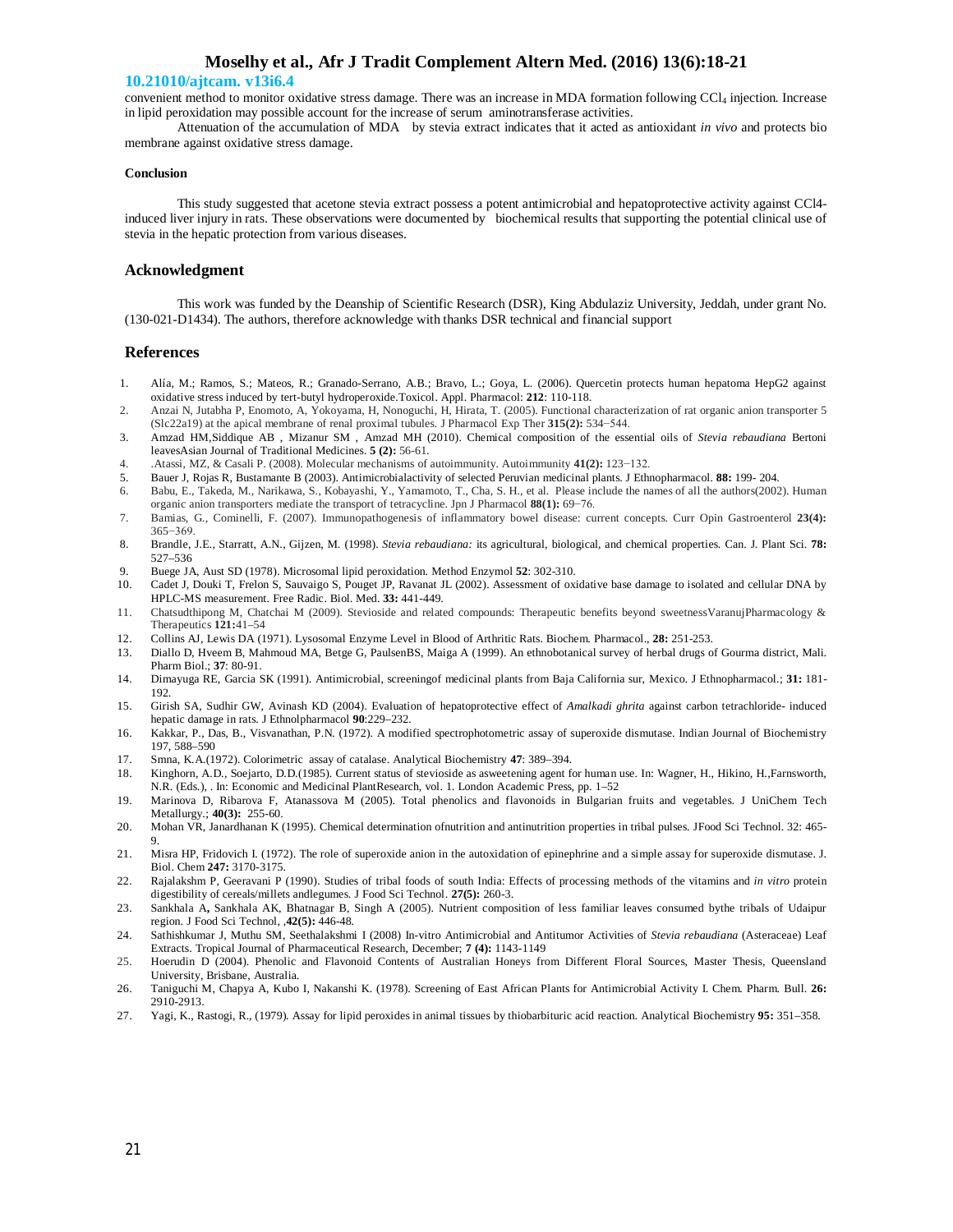convenient method to monitor oxidative stress damage. There was an increase in MDA formation following $CCl_4$ injection. Increase in lipid peroxidation may possible account for the increase of serum aminotransferase activities.

Attenuation of the accumulation of MDA by stevia extract indicates that it acted as antioxidant *in vivo* and protects bio membrane against oxidative stress damage.

#### Conclusion

This study suggested that acetone stevia extract possess a potent antimicrobial and hepatoprotective activity against CCl4-induced liver injury in rats. These observations were documented by biochemical results that supporting the potential clinical use of stevia in the hepatic protection from various diseases.

## Acknowledgment

This work was funded by the Deanship of Scientific Research (DSR), King Abdulaziz University, Jeddah, under grant No. (130-021-D1434). The authors, therefore acknowledge with thanks DSR technical and financial support

## References

1. Alía, M.; Ramos, S.; Mateos, R.; Granado-Serrano, A.B.; Bravo, L.; Goya, L. (2006). Quercetin protects human hepatoma HepG2 against oxidative stress induced by tert-butyl hydroperoxide.Toxicol. Appl. Pharmacol: **212**: 110-118.
2. Anzai N, Jutabha P, Enomoto, A, Yokoyama, H, Nonoguchi, H, Hirata, T. (2005). Functional characterization of rat organic anion transporter 5 (Slc22a19) at the apical membrane of renal proximal tubules. J Pharmacol Exp Ther **315(2):** 534−544.
3. Amzad HM,Siddique AB , Mizanur SM , Amzad MH (2010). Chemical composition of the essential oils of *Stevia rebaudiana* Bertoni leavesAsian Journal of Traditional Medicines. **5 (2):** 56-61.
4. .Atassi, MZ, & Casali P. (2008). Molecular mechanisms of autoimmunity. Autoimmunity **41(2):** 123−132.
5. Bauer J, Rojas R, Bustamante B (2003). Antimicrobialactivity of selected Peruvian medicinal plants. J Ethnopharmacol. **88:** 199- 204.
6. Babu, E., Takeda, M., Narikawa, S., Kobayashi, Y., Yamamoto, T., Cha, S. H., et al. Please include the names of all the authors(2002). Human organic anion transporters mediate the transport of tetracycline. Jpn J Pharmacol **88(1):** 69−76.
7. Bamias, G., Cominelli, F. (2007). Immunopathogenesis of inflammatory bowel disease: current concepts. Curr Opin Gastroenterol **23(4):** 365−369.
8. Brandle, J.E., Starratt, A.N., Gijzen, M. (1998). *Stevia rebaudiana:* its agricultural, biological, and chemical properties. Can. J. Plant Sci. **78:** 527–536
9. Buege JA, Aust SD (1978). Microsomal lipid peroxidation. Method Enzymol **52**: 302-310.
10. Cadet J, Douki T, Frelon S, Sauvaigo S, Pouget JP, Ravanat JL (2002). Assessment of oxidative base damage to isolated and cellular DNA by HPLC-MS measurement. Free Radic. Biol. Med. **33:** 441-449.
11. Chatsudthipong M, Chatchai M (2009). Stevioside and related compounds: Therapeutic benefits beyond sweetnessVaranujPharmacology & Therapeutics **121:**41–54
12. Collins AJ, Lewis DA (1971). Lysosomal Enzyme Level in Blood of Arthritic Rats. Biochem. Pharmacol., **28:** 251-253.
13. Diallo D, Hveem B, Mahmoud MA, Betge G, PaulsenBS, Maiga A (1999). An ethnobotanical survey of herbal drugs of Gourma district, Mali. Pharm Biol.; **37**: 80-91.
14. Dimayuga RE, Garcia SK (1991). Antimicrobial, screeningof medicinal plants from Baja California sur, Mexico. J Ethnopharmacol.; **31:** 181-192.
15. Girish SA, Sudhir GW, Avinash KD (2004). Evaluation of hepatoprotective effect of *Amalkadi ghrita* against carbon tetrachloride- induced hepatic damage in rats. J Ethnolpharmacol **90**:229–232.
16. Kakkar, P., Das, B., Visvanathan, P.N. (1972). A modified spectrophotometric assay of superoxide dismutase. Indian Journal of Biochemistry 197, 588–590
17. Smna, K.A.(1972). Colorimetric assay of catalase. Analytical Biochemistry **47**: 389–394.
18. Kinghorn, A.D., Soejarto, D.D.(1985). Current status of stevioside as asweetening agent for human use. In: Wagner, H., Hikino, H.,Farnsworth, N.R. (Eds.), . In: Economic and Medicinal PlantResearch, vol. 1. London Academic Press, pp. 1–52
19. Marinova D, Ribarova F, Atanassova M (2005). Total phenolics and flavonoids in Bulgarian fruits and vegetables. J UniChem Tech Metallurgy.; **40(3):** 255-60.
20. Mohan VR, Janardhanan K (1995). Chemical determination ofnutrition and antinutrition properties in tribal pulses. JFood Sci Technol. 32: 465-9.
21. Misra HP, Fridovich I. (1972). The role of superoxide anion in the autoxidation of epinephrine and a simple assay for superoxide dismutase. J. Biol. Chem **247:** 3170-3175.
22. Rajalakshm P, Geeravani P (1990). Studies of tribal foods of south India: Effects of processing methods of the vitamins and *in vitro* protein digestibility of cereals/millets andlegumes. J Food Sci Technol. **27(5):** 260-3.
23. Sankhala A**,** Sankhala AK, Bhatnagar B, Singh A (2005). Nutrient composition of less familiar leaves consumed bythe tribals of Udaipur region. J Food Sci Technol, **,42(5):** 446-48.
24. Sathishkumar J, Muthu SM, Seethalakshmi I (2008) In-vitro Antimicrobial and Antitumor Activities of *Stevia rebaudiana* (Asteraceae) Leaf Extracts. Tropical Journal of Pharmaceutical Research, December; **7 (4):** 1143-1149
25. Hoerudin D (2004). Phenolic and Flavonoid Contents of Australian Honeys from Different Floral Sources, Master Thesis, Queensland University, Brisbane, Australia.
26. Taniguchi M, Chapya A, Kubo I, Nakanshi K. (1978). Screening of East African Plants for Antimicrobial Activity I. Chem. Pharm. Bull. **26:** 2910-2913.
27. Yagi, K., Rastogi, R., (1979). Assay for lipid peroxides in animal tissues by thiobarbituric acid reaction. Analytical Biochemistry **95:** 351–358.